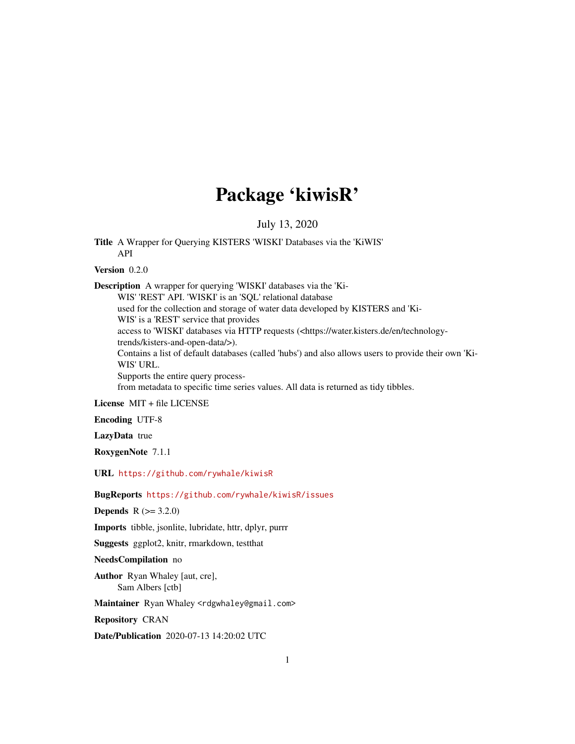# Package 'kiwisR'

July 13, 2020

**Title** A Wrapper for Querying KISTERS 'WISKI' Databases via the 'KiWIS' API

**Version** 0.2.0

**Description** A wrapper for querying 'WISKI' databases via the 'KiWIS' 'REST' API. 'WISKI' is an 'SQL' relational database used for the collection and storage of water data developed by KISTERS and 'KiWIS' is a 'REST' service that provides access to 'WISKI' databases via HTTP requests (<https://water.kisters.de/en/technology-trends/kisters-and-open-data/>).
Contains a list of default databases (called 'hubs') and also allows users to provide their own 'KiWIS' URL.
Supports the entire query process-from metadata to specific time series values. All data is returned as tidy tibbles.

**License** MIT + file LICENSE

**Encoding** UTF-8

**LazyData** true

**RoxygenNote** 7.1.1

**URL** https://github.com/rywhale/kiwisR

**BugReports** https://github.com/rywhale/kiwisR/issues

**Depends** R (>= 3.2.0)

**Imports** tibble, jsonlite, lubridate, httr, dplyr, purrr

**Suggests** ggplot2, knitr, rmarkdown, testthat

**NeedsCompilation** no

**Author** Ryan Whaley [aut, cre],
Sam Albers [ctb]

**Maintainer** Ryan Whaley <rdgwhaley@gmail.com>

**Repository** CRAN

**Date/Publication** 2020-07-13 14:20:02 UTC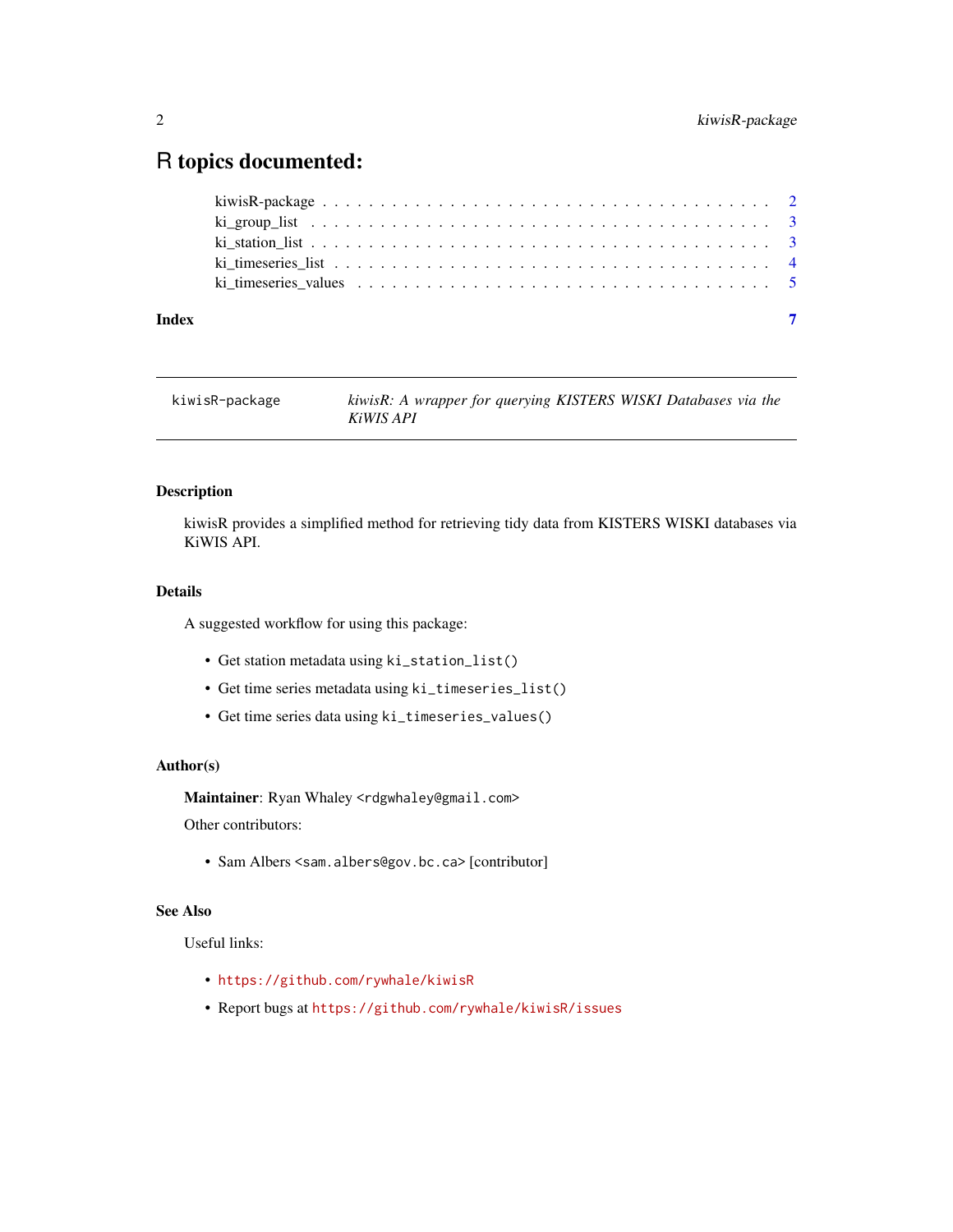# R topics documented:

kiwisR-package . . . . . . . . . . . . . . . . . . . . . . . . . . . . . . . . . . . . 2
ki_group_list . . . . . . . . . . . . . . . . . . . . . . . . . . . . . . . . . . . . . 3
ki_station_list . . . . . . . . . . . . . . . . . . . . . . . . . . . . . . . . . . . . 3
ki_timeseries_list . . . . . . . . . . . . . . . . . . . . . . . . . . . . . . . . . . . 4
ki_timeseries_values . . . . . . . . . . . . . . . . . . . . . . . . . . . . . . . . . . 5

**Index** **7**

---

`kiwisR-package` *kiwisR: A wrapper for querying KISTERS WISKI Databases via the KiWIS API*

---

## Description

kiwisR provides a simplified method for retrieving tidy data from KISTERS WISKI databases via KiWIS API.

## Details

A suggested workflow for using this package:

- Get station metadata using `ki_station_list()`
- Get time series metadata using `ki_timeseries_list()`
- Get time series data using `ki_timeseries_values()`

## Author(s)

**Maintainer**: Ryan Whaley <rdgwhaley@gmail.com>

Other contributors:

- Sam Albers <sam.albers@gov.bc.ca> [contributor]

## See Also

Useful links:

- https://github.com/rywhale/kiwisR
- Report bugs at https://github.com/rywhale/kiwisR/issues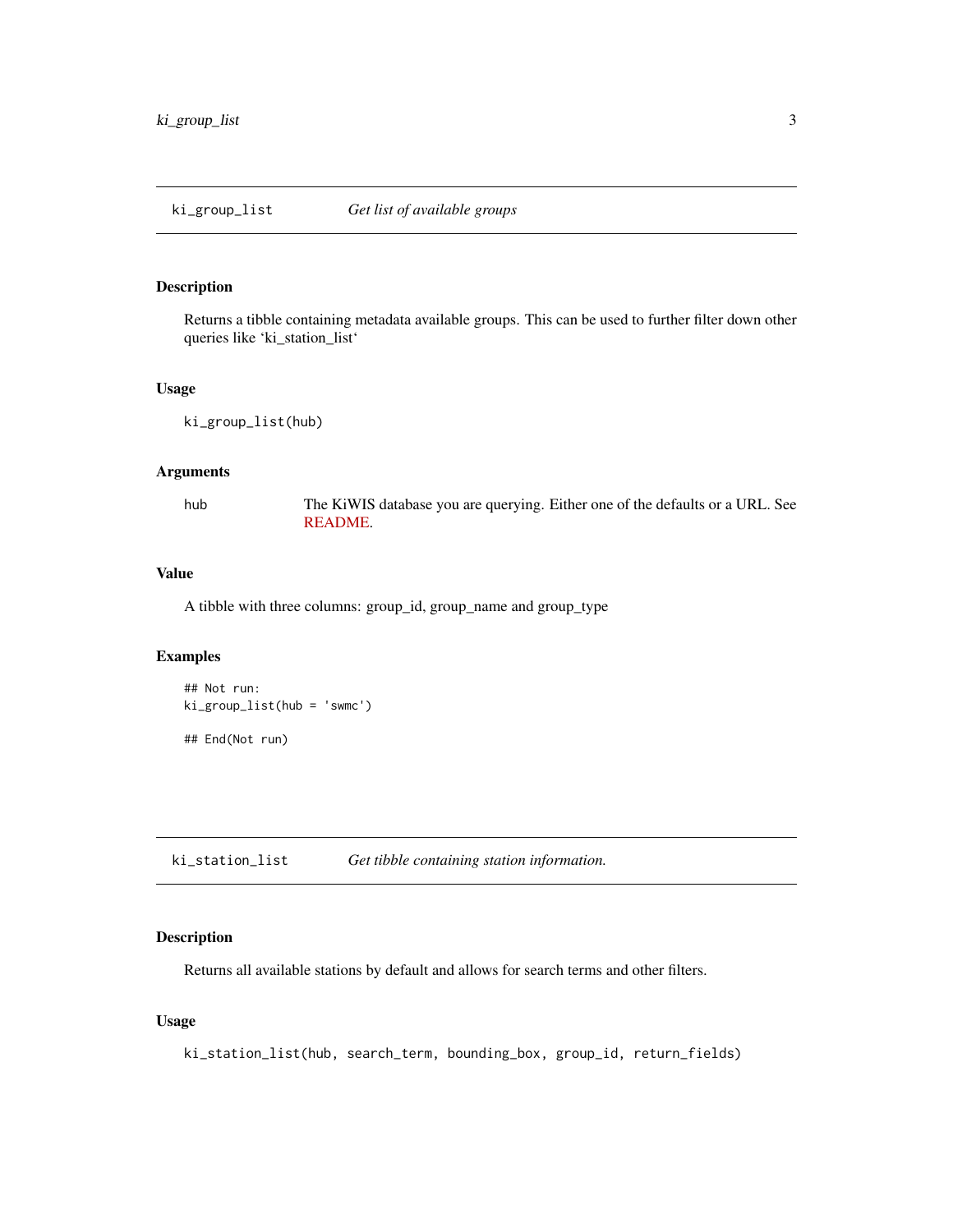## ki_group_list *Get list of available groups*

### Description

Returns a tibble containing metadata available groups. This can be used to further filter down other queries like 'ki_station_list'

### Usage

```
ki_group_list(hub)
```

### Arguments

| | |
|---|---|
| hub | The KiWIS database you are querying. Either one of the defaults or a URL. See README. |

### Value

A tibble with three columns: group_id, group_name and group_type

### Examples

```
## Not run:
ki_group_list(hub = 'swmc')

## End(Not run)
```

## ki_station_list *Get tibble containing station information.*

### Description

Returns all available stations by default and allows for search terms and other filters.

### Usage

```
ki_station_list(hub, search_term, bounding_box, group_id, return_fields)
```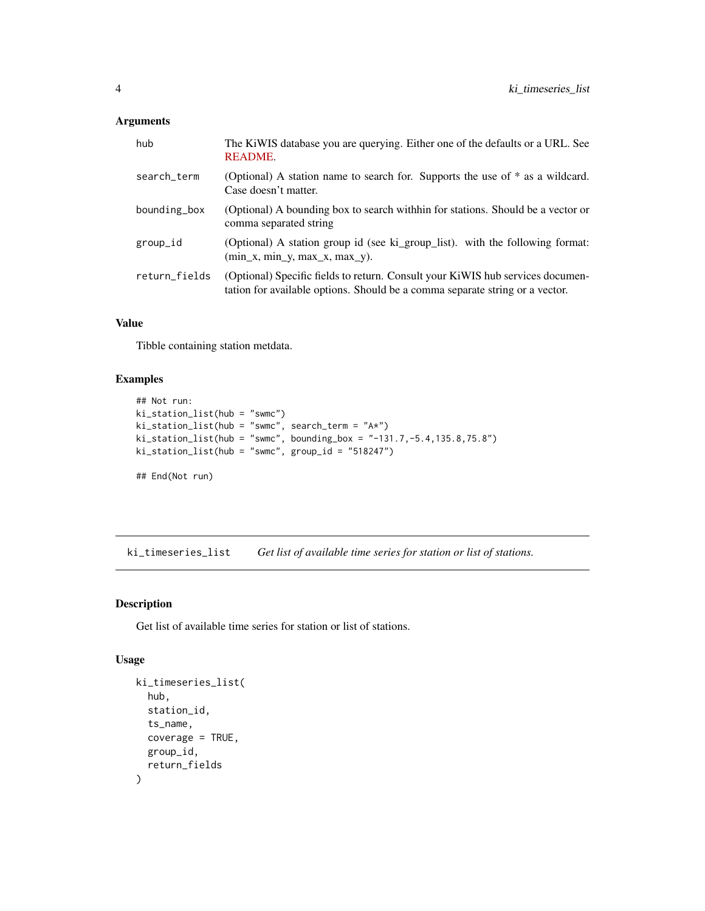### Arguments

| | |
|---|---|
| hub | The KiWIS database you are querying. Either one of the defaults or a URL. See README. |
| search_term | (Optional) A station name to search for. Supports the use of * as a wildcard. Case doesn't matter. |
| bounding_box | (Optional) A bounding box to search withhin for stations. Should be a vector or comma separated string |
| group_id | (Optional) A station group id (see ki_group_list). with the following format: (min_x, min_y, max_x, max_y). |
| return_fields | (Optional) Specific fields to return. Consult your KiWIS hub services documentation for available options. Should be a comma separate string or a vector. |

### Value

Tibble containing station metdata.

### Examples

```
## Not run:
ki_station_list(hub = "swmc")
ki_station_list(hub = "swmc", search_term = "A*")
ki_station_list(hub = "swmc", bounding_box = "-131.7,-5.4,135.8,75.8")
ki_station_list(hub = "swmc", group_id = "518247")

## End(Not run)
```

## ki_timeseries_list *Get list of available time series for station or list of stations.*

### Description

Get list of available time series for station or list of stations.

### Usage

```
ki_timeseries_list(
  hub,
  station_id,
  ts_name,
  coverage = TRUE,
  group_id,
  return_fields
)
```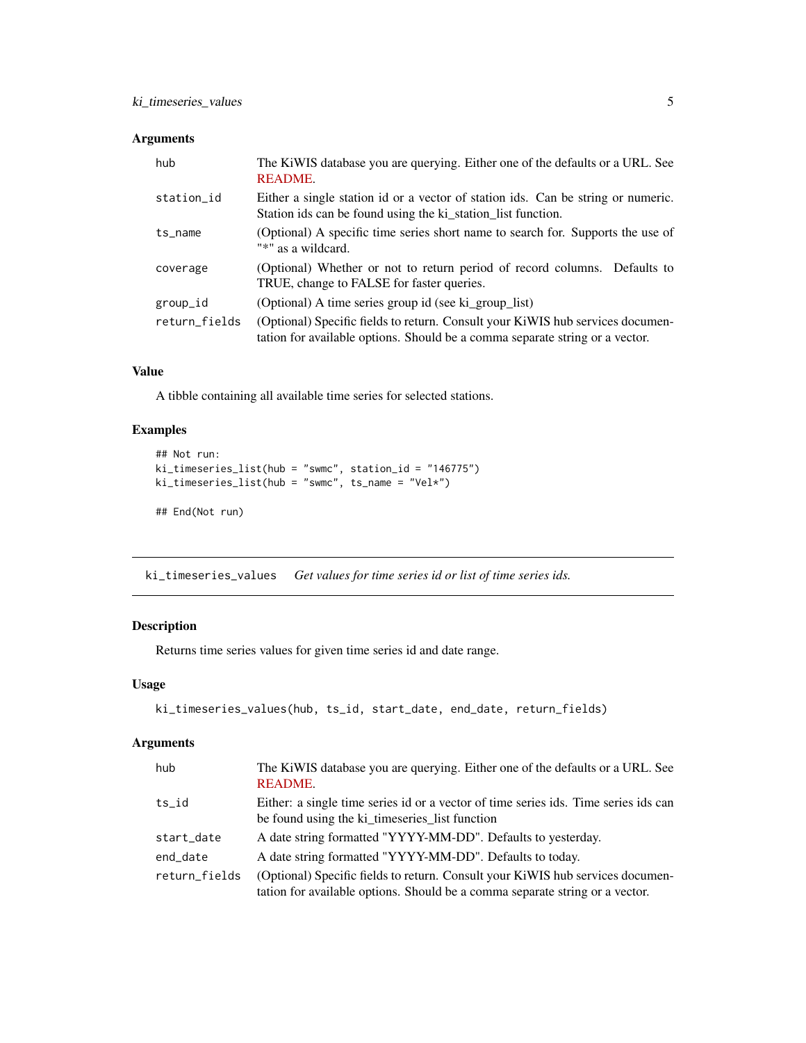## Arguments

| | |
|---|---|
| hub | The KiWIS database you are querying. Either one of the defaults or a URL. See README. |
| station_id | Either a single station id or a vector of station ids. Can be string or numeric. Station ids can be found using the ki_station_list function. |
| ts_name | (Optional) A specific time series short name to search for. Supports the use of "*" as a wildcard. |
| coverage | (Optional) Whether or not to return period of record columns. Defaults to TRUE, change to FALSE for faster queries. |
| group_id | (Optional) A time series group id (see ki_group_list) |
| return_fields | (Optional) Specific fields to return. Consult your KiWIS hub services documentation for available options. Should be a comma separate string or a vector. |

## Value

A tibble containing all available time series for selected stations.

## Examples

```
## Not run:
ki_timeseries_list(hub = "swmc", station_id = "146775")
ki_timeseries_list(hub = "swmc", ts_name = "Vel*")

## End(Not run)
```

---

# ki_timeseries_values    *Get values for time series id or list of time series ids.*

---

## Description

Returns time series values for given time series id and date range.

## Usage

```
ki_timeseries_values(hub, ts_id, start_date, end_date, return_fields)
```

## Arguments

| | |
|---|---|
| hub | The KiWIS database you are querying. Either one of the defaults or a URL. See README. |
| ts_id | Either: a single time series id or a vector of time series ids. Time series ids can be found using the ki_timeseries_list function |
| start_date | A date string formatted "YYYY-MM-DD". Defaults to yesterday. |
| end_date | A date string formatted "YYYY-MM-DD". Defaults to today. |
| return_fields | (Optional) Specific fields to return. Consult your KiWIS hub services documentation for available options. Should be a comma separate string or a vector. |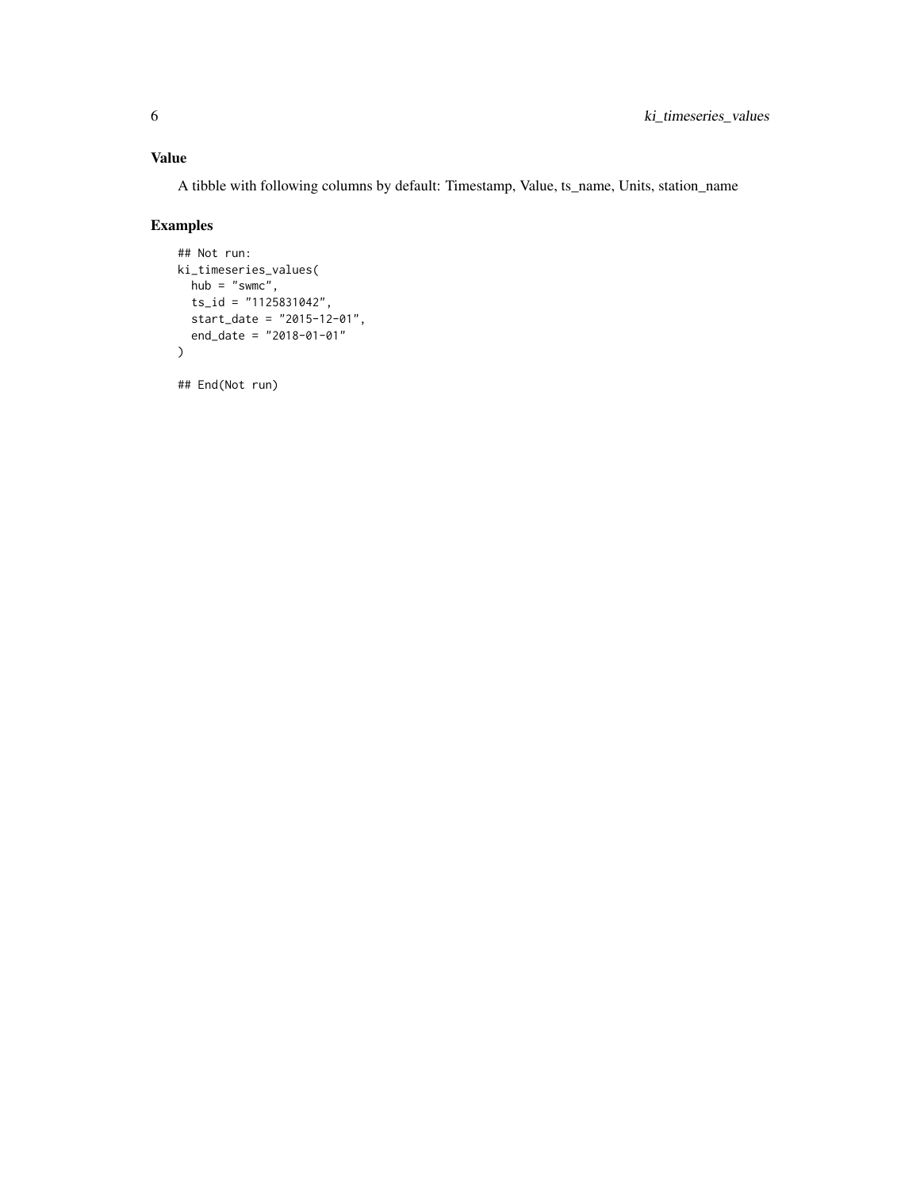## Value

A tibble with following columns by default: Timestamp, Value, ts_name, Units, station_name

## Examples

```
## Not run:
ki_timeseries_values(
  hub = "swmc",
  ts_id = "1125831042",
  start_date = "2015-12-01",
  end_date = "2018-01-01"
)

## End(Not run)
```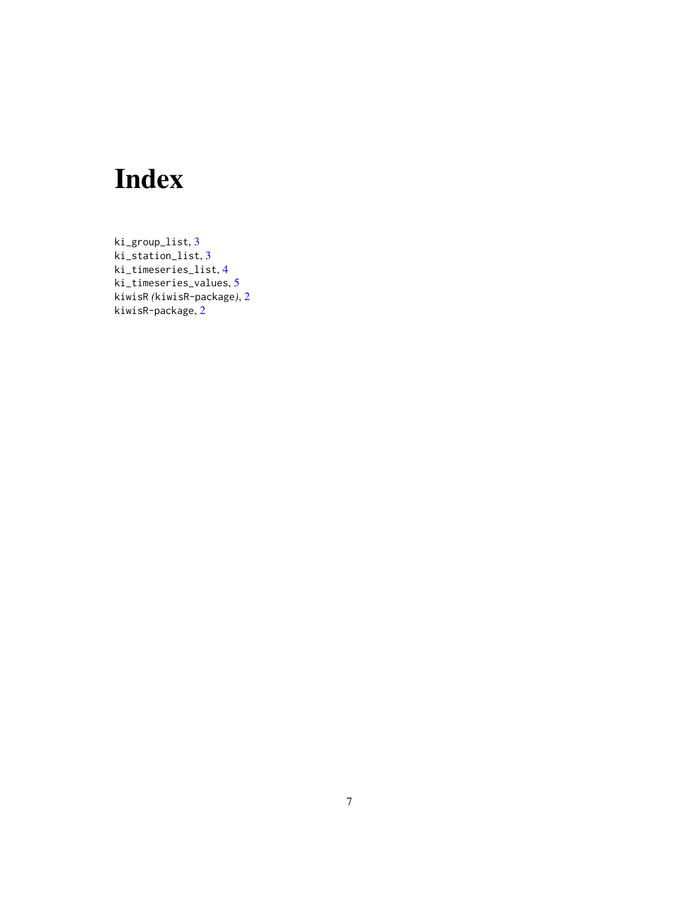# Index

ki_group_list, 3
ki_station_list, 3
ki_timeseries_list, 4
ki_timeseries_values, 5
kiwisR (kiwisR-package), 2
kiwisR-package, 2